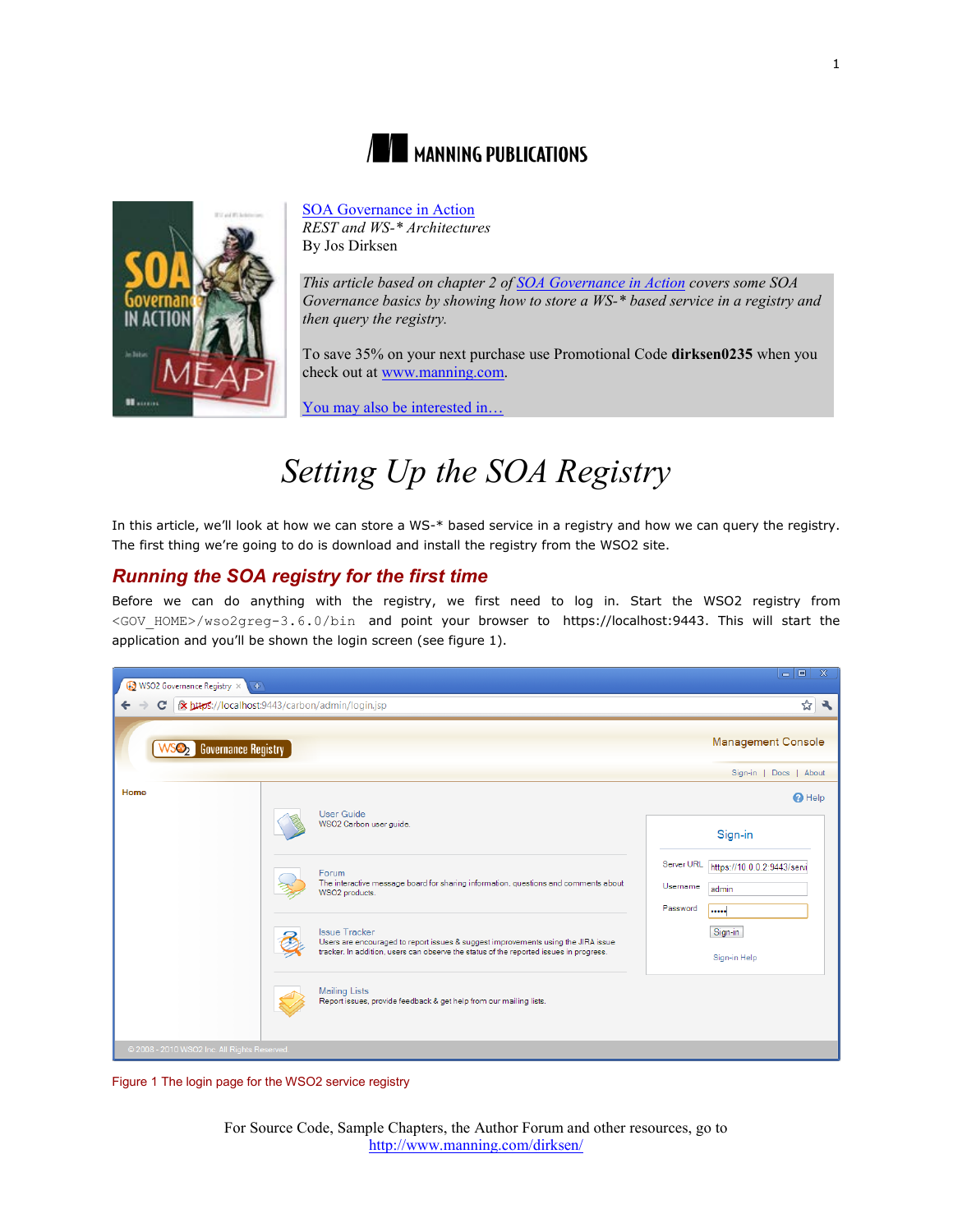MANNING PUBLICATIONS

SOA Governance in Action
*REST and WS-* Architectures*
By Jos Dirksen

*This article based on chapter 2 of SOA Governance in Action covers some SOA Governance basics by showing how to store a WS-* based service in a registry and then query the registry.*

To save 35% on your next purchase use Promotional Code **dirksen0235** when you check out at www.manning.com.

You may also be interested in…

# *Setting Up the SOA Registry*

In this article, we'll look at how we can store a WS-* based service in a registry and how we can query the registry. The first thing we're going to do is download and install the registry from the WSO2 site.

## Running the SOA registry for the first time

Before we can do anything with the registry, we first need to log in. Start the WSO2 registry from `<GOV_HOME>/wso2greg-3.6.0/bin` and point your browser to https://localhost:9443. This will start the application and you'll be shown the login screen (see figure 1).

Figure 1 The login page for the WSO2 service registry

For Source Code, Sample Chapters, the Author Forum and other resources, go to http://www.manning.com/dirksen/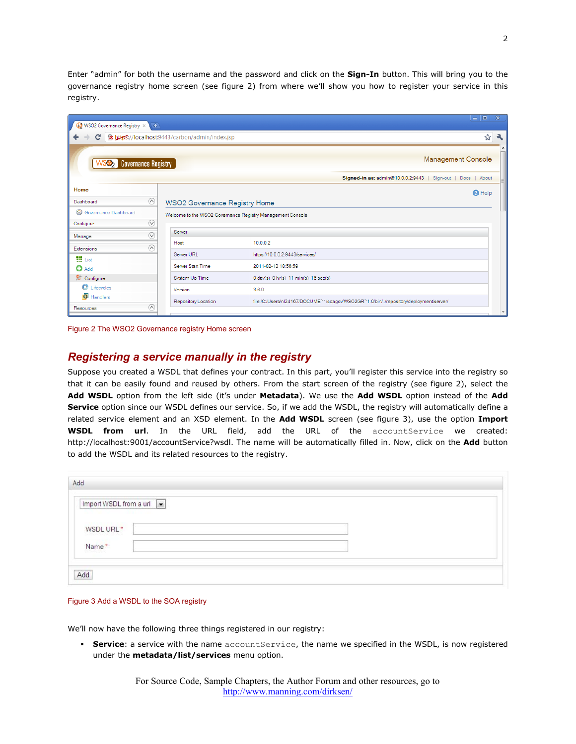Enter "admin" for both the username and the password and click on the **Sign-In** button. This will bring you to the governance registry home screen (see figure 2) from where we'll show you how to register your service in this registry.

Figure 2 The WSO2 Governance registry Home screen

## *Registering a service manually in the registry*

Suppose you created a WSDL that defines your contract. In this part, you'll register this service into the registry so that it can be easily found and reused by others. From the start screen of the registry (see figure 2), select the **Add WSDL** option from the left side (it's under **Metadata**). We use the **Add WSDL** option instead of the **Add Service** option since our WSDL defines our service. So, if we add the WSDL, the registry will automatically define a related service element and an XSD element. In the **Add WSDL** screen (see figure 3), use the option **Import WSDL from url**. In the URL field, add the URL of the `accountService` we created: http://localhost:9001/accountService?wsdl. The name will be automatically filled in. Now, click on the **Add** button to add the WSDL and its related resources to the registry.

Figure 3 Add a WSDL to the SOA registry

We'll now have the following three things registered in our registry:

- **Service**: a service with the name `accountService`, the name we specified in the WSDL, is now registered under the **metadata/list/services** menu option.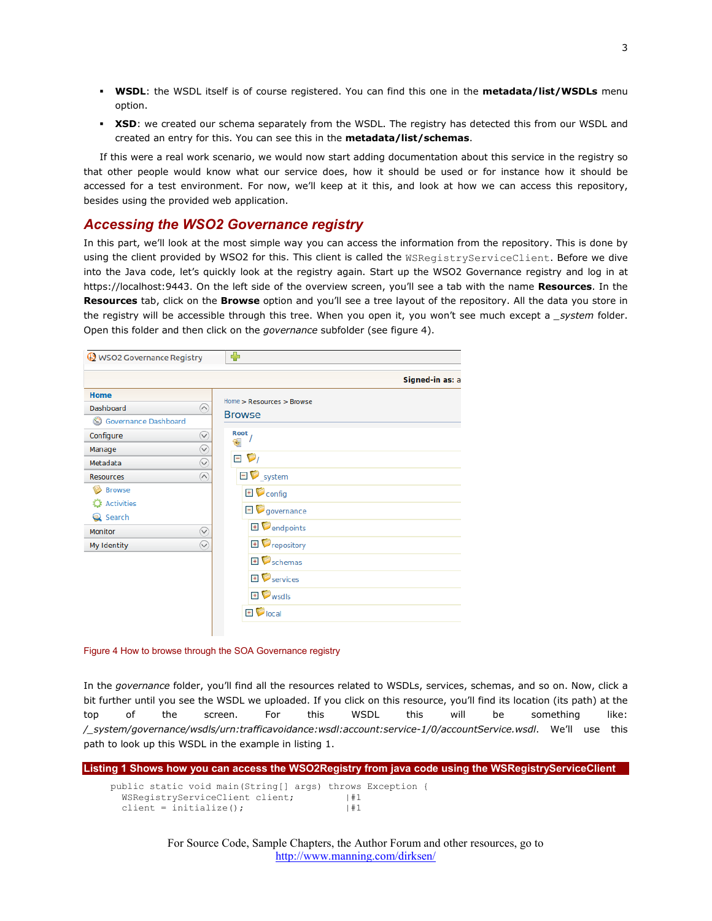- **WSDL**: the WSDL itself is of course registered. You can find this one in the **metadata/list/WSDLs** menu option.
- **XSD**: we created our schema separately from the WSDL. The registry has detected this from our WSDL and created an entry for this. You can see this in the **metadata/list/schemas**.

If this were a real work scenario, we would now start adding documentation about this service in the registry so that other people would know what our service does, how it should be used or for instance how it should be accessed for a test environment. For now, we'll keep at it this, and look at how we can access this repository, besides using the provided web application.

## Accessing the WSO2 Governance registry

In this part, we'll look at the most simple way you can access the information from the repository. This is done by using the client provided by WSO2 for this. This client is called the `WSRegistryServiceClient`. Before we dive into the Java code, let's quickly look at the registry again. Start up the WSO2 Governance registry and log in at https://localhost:9443. On the left side of the overview screen, you'll see a tab with the name **Resources**. In the **Resources** tab, click on the **Browse** option and you'll see a tree layout of the repository. All the data you store in the registry will be accessible through this tree. When you open it, you won't see much except a *_system* folder. Open this folder and then click on the *governance* subfolder (see figure 4).

Figure 4 How to browse through the SOA Governance registry

In the *governance* folder, you'll find all the resources related to WSDLs, services, schemas, and so on. Now, click a bit further until you see the WSDL we uploaded. If you click on this resource, you'll find its location (its path) at the top of the screen. For this WSDL this will be something like: */_system/governance/wsdls/urn:trafficavoidance:wsdl:account:service-1/0/accountService.wsdl*. We'll use this path to look up this WSDL in the example in listing 1.

**Listing 1 Shows how you can access the WSO2Registry from java code using the WSRegistryServiceClient**

```
public static void main(String[] args) throws Exception {
  WSRegistryServiceClient client;          |#1
  client = initialize();                   |#1
```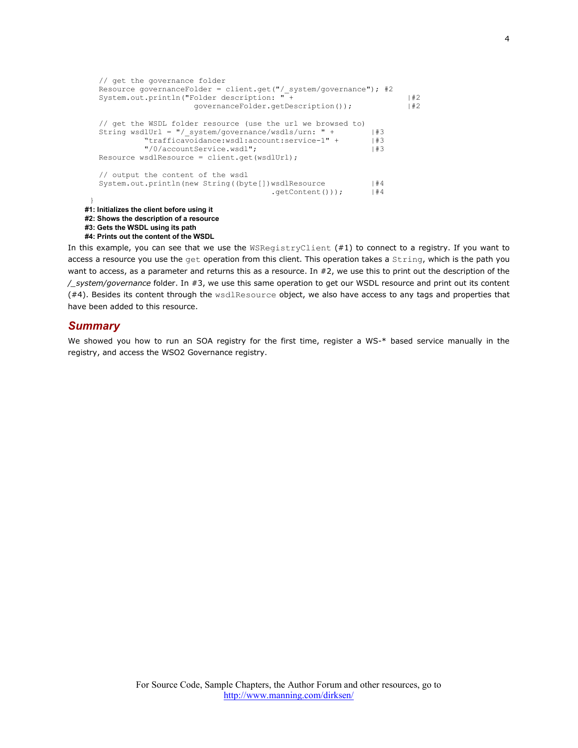```
    // get the governance folder
    Resource governanceFolder = client.get("/_system/governance"); #2
    System.out.println("Folder description: " +                          |#2
                       governanceFolder.getDescription());               |#2

    // get the WSDL folder resource (use the url we browsed to)
    String wsdlUrl = "/_system/governance/wsdls/urn: " +         |#3
              "trafficavoidance:wsdl:account:service-1" +        |#3
              "/0/accountService.wsdl";                          |#3
    Resource wsdlResource = client.get(wsdlUrl);

    // output the content of the wsdl
    System.out.println(new String((byte[])wsdlResource           |#4
                                      .getContent()));           |#4
  }
```

**#1: Initializes the client before using it**
**#2: Shows the description of a resource**
**#3: Gets the WSDL using its path**
**#4: Prints out the content of the WSDL**

In this example, you can see that we use the `WSRegistryClient` (#1) to connect to a registry. If you want to access a resource you use the `get` operation from this client. This operation takes a `String`, which is the path you want to access, as a parameter and returns this as a resource. In #2, we use this to print out the description of the *_system/governance* folder. In #3, we use this same operation to get our WSDL resource and print out its content (#4). Besides its content through the `wsdlResource` object, we also have access to any tags and properties that have been added to this resource.

## Summary

We showed you how to run an SOA registry for the first time, register a WS-* based service manually in the registry, and access the WSO2 Governance registry.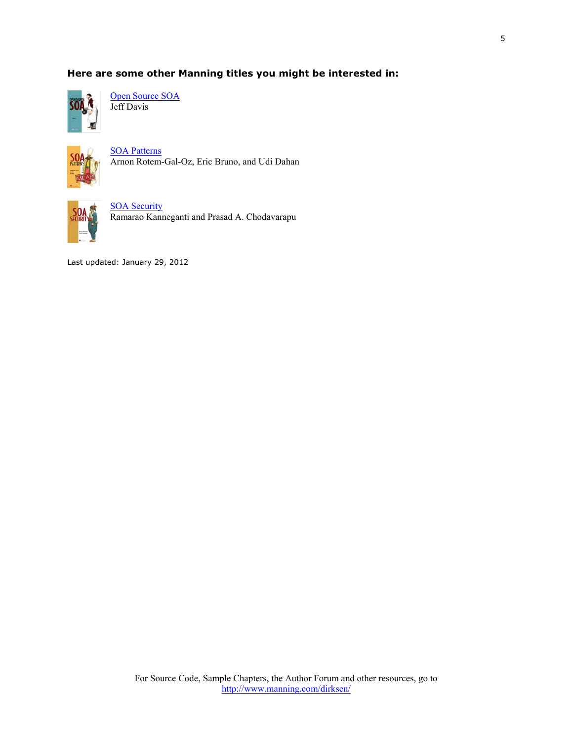**Here are some other Manning titles you might be interested in:**

Open Source SOA
Jeff Davis

SOA Patterns
Arnon Rotem-Gal-Oz, Eric Bruno, and Udi Dahan

SOA Security
Ramarao Kanneganti and Prasad A. Chodavarapu

Last updated: January 29, 2012